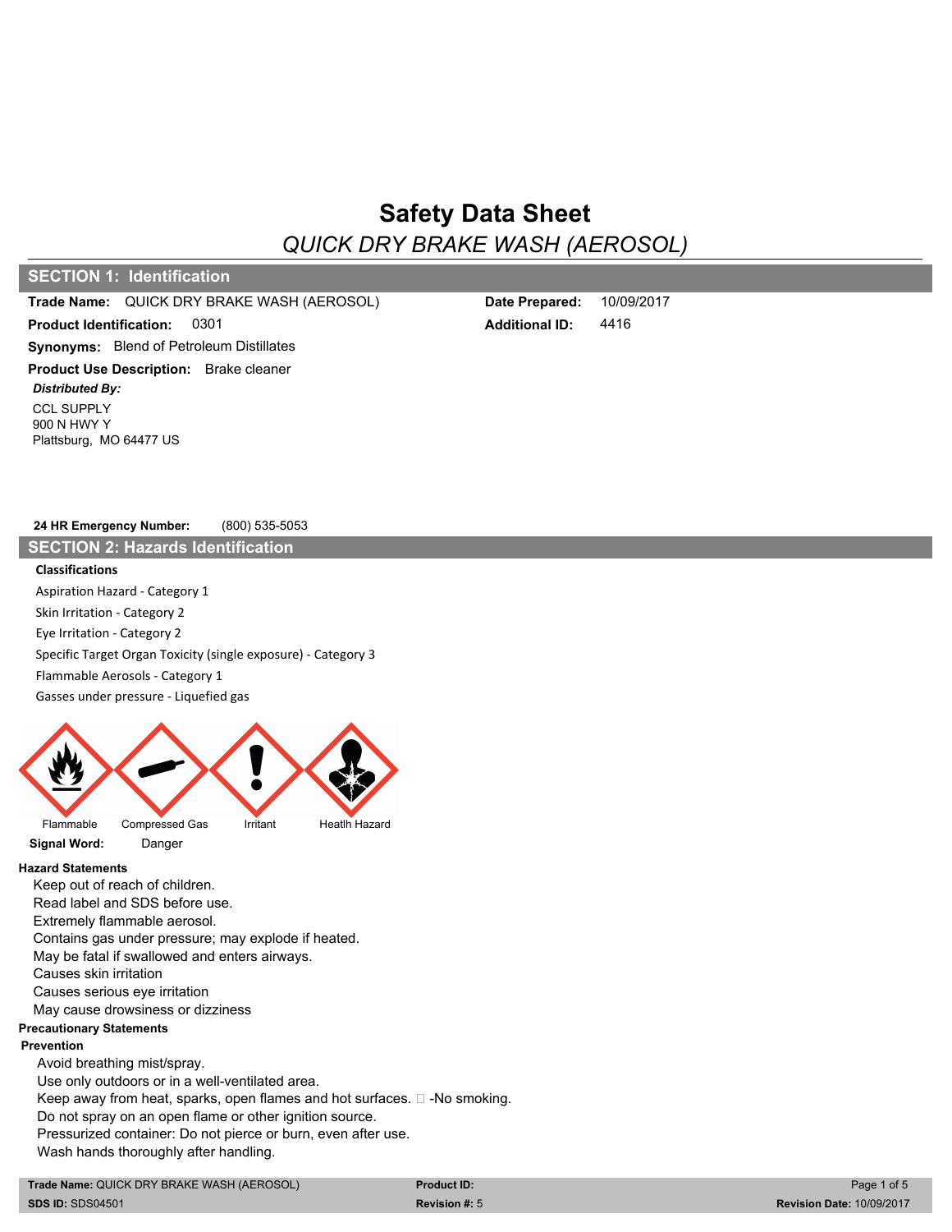# Safety Data Sheet

*QUICK DRY BRAKE WASH (AEROSOL)*

## SECTION 1: Identification

**Trade Name:** QUICK DRY BRAKE WASH (AEROSOL)

**Date Prepared:** 10/09/2017

**Product Identification:** 0301

**Additional ID:** 4416

**Synonyms:** Blend of Petroleum Distillates

**Product Use Description:** Brake cleaner

***Distributed By:***

CCL SUPPLY
900 N HWY Y
Plattsburg, MO 64477 US

**24 HR Emergency Number:** (800) 535-5053

## SECTION 2: Hazards Identification

**Classifications**

Aspiration Hazard - Category 1

Skin Irritation - Category 2

Eye Irritation - Category 2

Specific Target Organ Toxicity (single exposure) - Category 3

Flammable Aerosols - Category 1

Gasses under pressure - Liquefied gas

Flammable   Compressed Gas   Irritant   Heatlh Hazard

**Signal Word:** Danger

**Hazard Statements**

Keep out of reach of children.
Read label and SDS before use.
Extremely flammable aerosol.
Contains gas under pressure; may explode if heated.
May be fatal if swallowed and enters airways.
Causes skin irritation
Causes serious eye irritation
May cause drowsiness or dizziness

**Precautionary Statements**

**Prevention**

Avoid breathing mist/spray.
Use only outdoors or in a well-ventilated area.
Keep away from heat, sparks, open flames and hot surfaces. -No smoking.
Do not spray on an open flame or other ignition source.
Pressurized container: Do not pierce or burn, even after use.
Wash hands thoroughly after handling.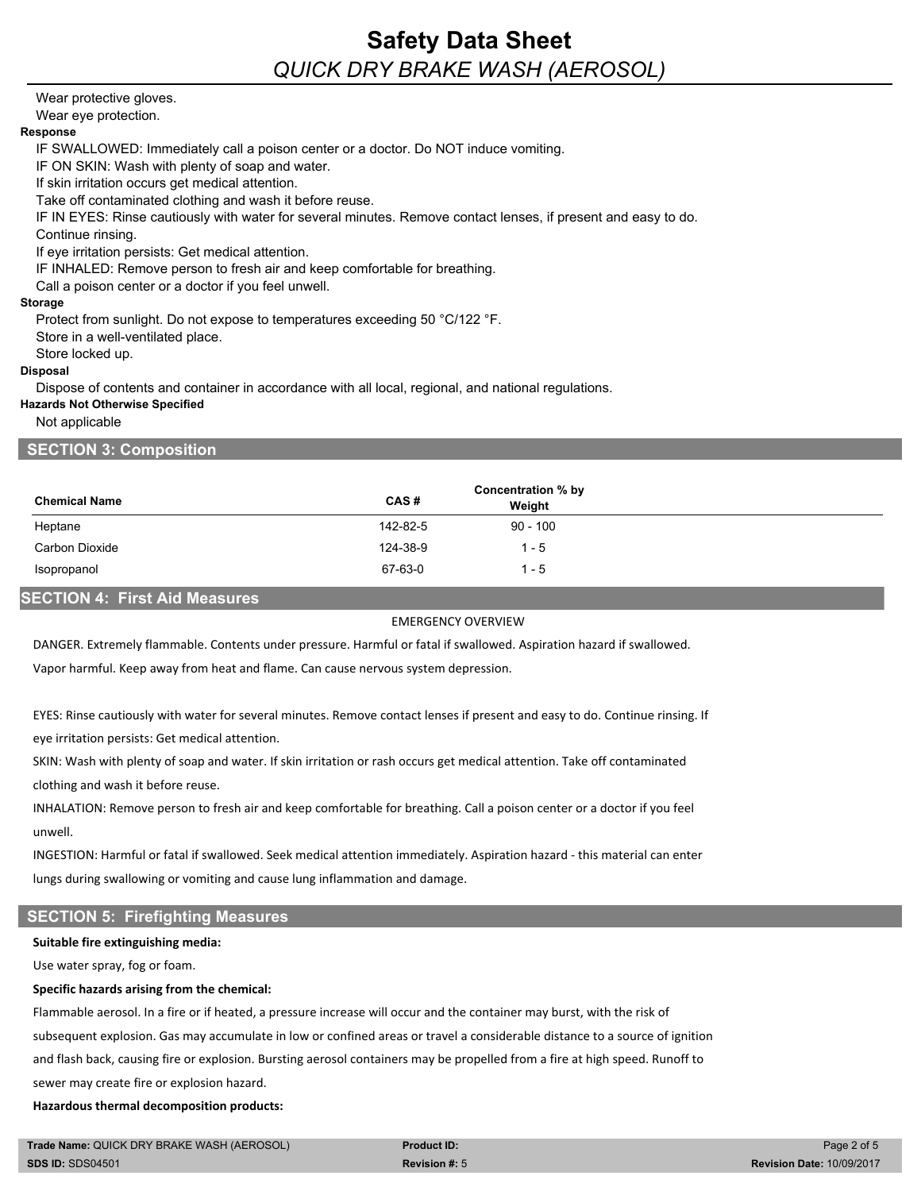Wear protective gloves.

Wear eye protection.

**Response**

IF SWALLOWED: Immediately call a poison center or a doctor. Do NOT induce vomiting.

IF ON SKIN: Wash with plenty of soap and water.

If skin irritation occurs get medical attention.

Take off contaminated clothing and wash it before reuse.

IF IN EYES: Rinse cautiously with water for several minutes. Remove contact lenses, if present and easy to do. Continue rinsing.

If eye irritation persists: Get medical attention.

IF INHALED: Remove person to fresh air and keep comfortable for breathing.

Call a poison center or a doctor if you feel unwell.

**Storage**

Protect from sunlight. Do not expose to temperatures exceeding 50 °C/122 °F.

Store in a well-ventilated place.

Store locked up.

**Disposal**

Dispose of contents and container in accordance with all local, regional, and national regulations.

**Hazards Not Otherwise Specified**

Not applicable

## SECTION 3: Composition

| Chemical Name | CAS # | Concentration % by Weight |
|---|---|---|
| Heptane | 142-82-5 | 90 - 100 |
| Carbon Dioxide | 124-38-9 | 1 - 5 |
| Isopropanol | 67-63-0 | 1 - 5 |

## SECTION 4: First Aid Measures

EMERGENCY OVERVIEW

DANGER. Extremely flammable. Contents under pressure. Harmful or fatal if swallowed. Aspiration hazard if swallowed. Vapor harmful. Keep away from heat and flame. Can cause nervous system depression.

EYES: Rinse cautiously with water for several minutes. Remove contact lenses if present and easy to do. Continue rinsing. If eye irritation persists: Get medical attention.

SKIN: Wash with plenty of soap and water. If skin irritation or rash occurs get medical attention. Take off contaminated clothing and wash it before reuse.

INHALATION: Remove person to fresh air and keep comfortable for breathing. Call a poison center or a doctor if you feel unwell.

INGESTION: Harmful or fatal if swallowed. Seek medical attention immediately. Aspiration hazard - this material can enter lungs during swallowing or vomiting and cause lung inflammation and damage.

## SECTION 5: Firefighting Measures

**Suitable fire extinguishing media:**

Use water spray, fog or foam.

**Specific hazards arising from the chemical:**

Flammable aerosol. In a fire or if heated, a pressure increase will occur and the container may burst, with the risk of subsequent explosion. Gas may accumulate in low or confined areas or travel a considerable distance to a source of ignition and flash back, causing fire or explosion. Bursting aerosol containers may be propelled from a fire at high speed. Runoff to sewer may create fire or explosion hazard.

**Hazardous thermal decomposition products:**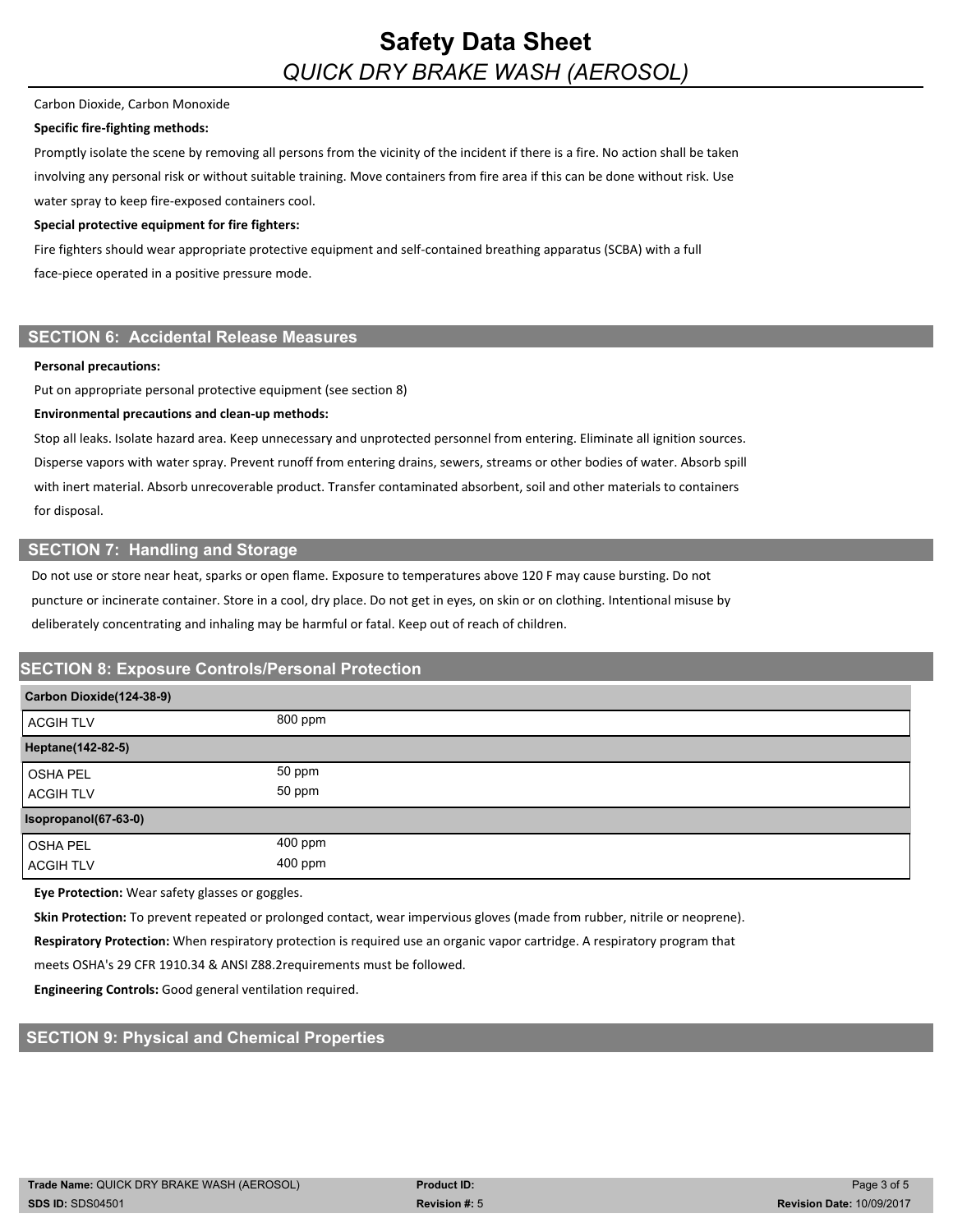Carbon Dioxide, Carbon Monoxide

**Specific fire-fighting methods:**

Promptly isolate the scene by removing all persons from the vicinity of the incident if there is a fire. No action shall be taken involving any personal risk or without suitable training. Move containers from fire area if this can be done without risk. Use water spray to keep fire-exposed containers cool.

**Special protective equipment for fire fighters:**

Fire fighters should wear appropriate protective equipment and self-contained breathing apparatus (SCBA) with a full face-piece operated in a positive pressure mode.

## SECTION 6: Accidental Release Measures

**Personal precautions:**

Put on appropriate personal protective equipment (see section 8)

**Environmental precautions and clean-up methods:**

Stop all leaks. Isolate hazard area. Keep unnecessary and unprotected personnel from entering. Eliminate all ignition sources. Disperse vapors with water spray. Prevent runoff from entering drains, sewers, streams or other bodies of water. Absorb spill with inert material. Absorb unrecoverable product. Transfer contaminated absorbent, soil and other materials to containers for disposal.

## SECTION 7: Handling and Storage

Do not use or store near heat, sparks or open flame. Exposure to temperatures above 120 F may cause bursting. Do not puncture or incinerate container. Store in a cool, dry place. Do not get in eyes, on skin or on clothing. Intentional misuse by deliberately concentrating and inhaling may be harmful or fatal. Keep out of reach of children.

## SECTION 8: Exposure Controls/Personal Protection

| **Carbon Dioxide(124-38-9)** | |
|---|---|
| ACGIH TLV | 800 ppm |
| **Heptane(142-82-5)** | |
| OSHA PEL | 50 ppm |
| ACGIH TLV | 50 ppm |
| **Isopropanol(67-63-0)** | |
| OSHA PEL | 400 ppm |
| ACGIH TLV | 400 ppm |

**Eye Protection:** Wear safety glasses or goggles.

**Skin Protection:** To prevent repeated or prolonged contact, wear impervious gloves (made from rubber, nitrile or neoprene).

**Respiratory Protection:** When respiratory protection is required use an organic vapor cartridge. A respiratory program that meets OSHA's 29 CFR 1910.34 & ANSI Z88.2requirements must be followed.

**Engineering Controls:** Good general ventilation required.

## SECTION 9: Physical and Chemical Properties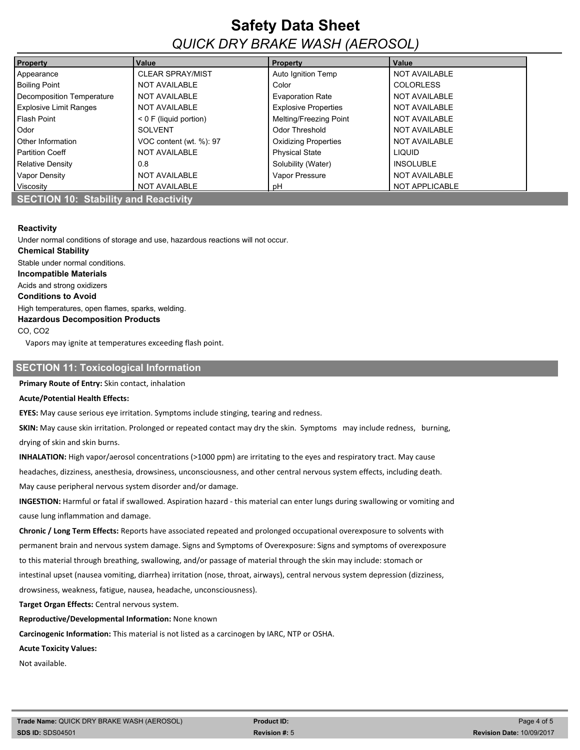| Property | Value | Property | Value |
|---|---|---|---|
| Appearance | CLEAR SPRAY/MIST | Auto Ignition Temp | NOT AVAILABLE |
| Boiling Point | NOT AVAILABLE | Color | COLORLESS |
| Decomposition Temperature | NOT AVAILABLE | Evaporation Rate | NOT AVAILABLE |
| Explosive Limit Ranges | NOT AVAILABLE | Explosive Properties | NOT AVAILABLE |
| Flash Point | < 0 F (liquid portion) | Melting/Freezing Point | NOT AVAILABLE |
| Odor | SOLVENT | Odor Threshold | NOT AVAILABLE |
| Other Information | VOC content (wt. %): 97 | Oxidizing Properties | NOT AVAILABLE |
| Partition Coeff | NOT AVAILABLE | Physical State | LIQUID |
| Relative Density | 0.8 | Solubility (Water) | INSOLUBLE |
| Vapor Density | NOT AVAILABLE | Vapor Pressure | NOT AVAILABLE |
| Viscosity | NOT AVAILABLE | pH | NOT APPLICABLE |

## SECTION 10: Stability and Reactivity

**Reactivity**

Under normal conditions of storage and use, hazardous reactions will not occur.

**Chemical Stability**

Stable under normal conditions.

**Incompatible Materials**

Acids and strong oxidizers

**Conditions to Avoid**

High temperatures, open flames, sparks, welding.

**Hazardous Decomposition Products**

CO, $CO_2$

Vapors may ignite at temperatures exceeding flash point.

## SECTION 11: Toxicological Information

**Primary Route of Entry:** Skin contact, inhalation

**Acute/Potential Health Effects:**

**EYES:** May cause serious eye irritation. Symptoms include stinging, tearing and redness.

**SKIN:** May cause skin irritation. Prolonged or repeated contact may dry the skin. Symptoms may include redness, burning, drying of skin and skin burns.

**INHALATION:** High vapor/aerosol concentrations (>1000 ppm) are irritating to the eyes and respiratory tract. May cause headaches, dizziness, anesthesia, drowsiness, unconsciousness, and other central nervous system effects, including death. May cause peripheral nervous system disorder and/or damage.

**INGESTION:** Harmful or fatal if swallowed. Aspiration hazard - this material can enter lungs during swallowing or vomiting and cause lung inflammation and damage.

**Chronic / Long Term Effects:** Reports have associated repeated and prolonged occupational overexposure to solvents with permanent brain and nervous system damage. Signs and Symptoms of Overexposure: Signs and symptoms of overexposure to this material through breathing, swallowing, and/or passage of material through the skin may include: stomach or intestinal upset (nausea vomiting, diarrhea) irritation (nose, throat, airways), central nervous system depression (dizziness, drowsiness, weakness, fatigue, nausea, headache, unconsciousness).

**Target Organ Effects:** Central nervous system.

**Reproductive/Developmental Information:** None known

**Carcinogenic Information:** This material is not listed as a carcinogen by IARC, NTP or OSHA.

**Acute Toxicity Values:**

Not available.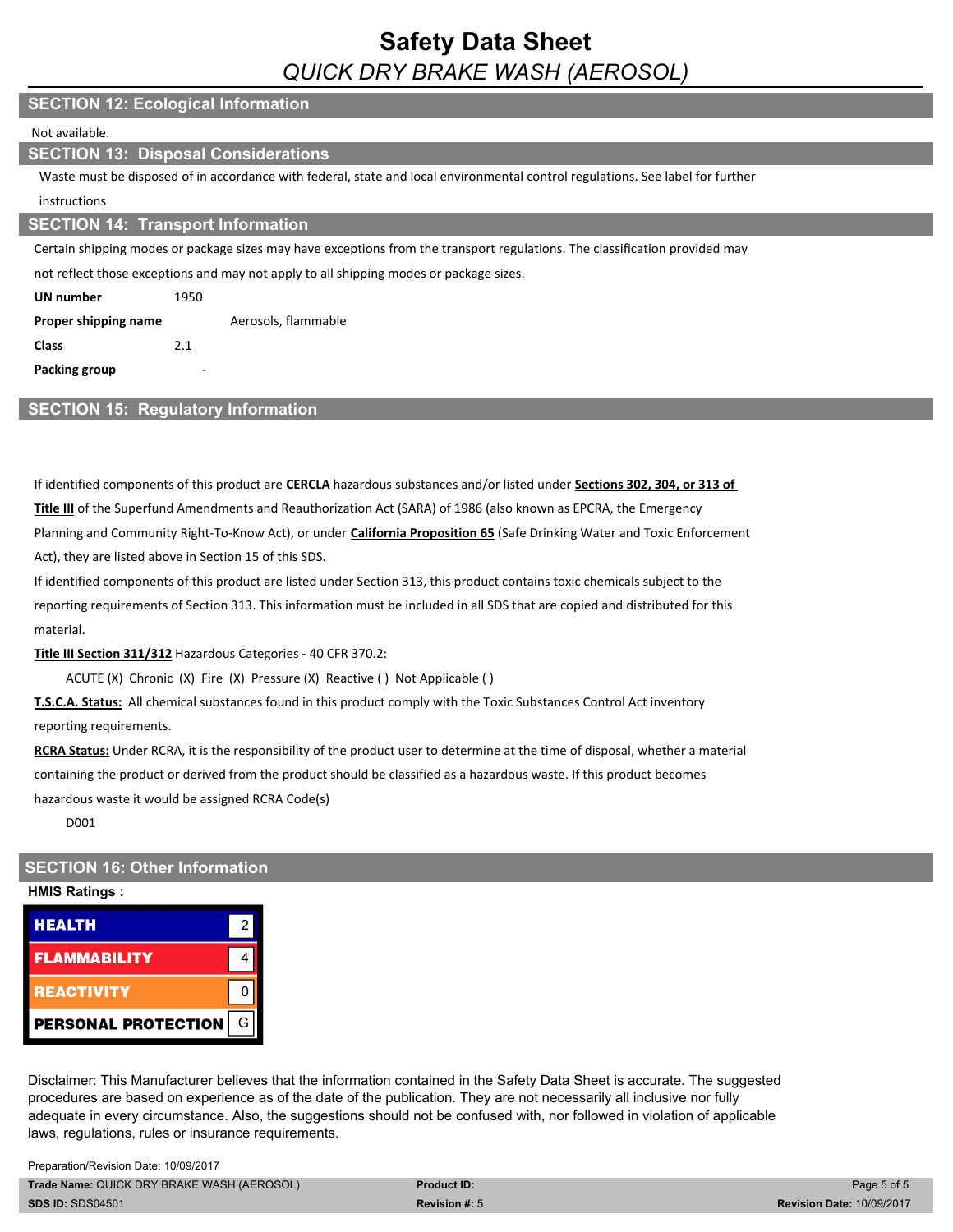## SECTION 12: Ecological Information

Not available.

## SECTION 13: Disposal Considerations

Waste must be disposed of in accordance with federal, state and local environmental control regulations. See label for further instructions.

## SECTION 14: Transport Information

Certain shipping modes or package sizes may have exceptions from the transport regulations. The classification provided may not reflect those exceptions and may not apply to all shipping modes or package sizes.

| | |
|---|---|
| **UN number** | 1950 |
| **Proper shipping name** | Aerosols, flammable |
| **Class** | 2.1 |
| **Packing group** | - |

## SECTION 15: Regulatory Information

If identified components of this product are **CERCLA** hazardous substances and/or listed under **Sections 302, 304, or 313 of Title III** of the Superfund Amendments and Reauthorization Act (SARA) of 1986 (also known as EPCRA, the Emergency Planning and Community Right-To-Know Act), or under **California Proposition 65** (Safe Drinking Water and Toxic Enforcement Act), they are listed above in Section 15 of this SDS.

If identified components of this product are listed under Section 313, this product contains toxic chemicals subject to the reporting requirements of Section 313. This information must be included in all SDS that are copied and distributed for this material.

**Title III Section 311/312** Hazardous Categories - 40 CFR 370.2:

ACUTE (X) Chronic (X) Fire (X) Pressure (X) Reactive ( ) Not Applicable ( )

**T.S.C.A. Status:** All chemical substances found in this product comply with the Toxic Substances Control Act inventory reporting requirements.

**RCRA Status:** Under RCRA, it is the responsibility of the product user to determine at the time of disposal, whether a material containing the product or derived from the product should be classified as a hazardous waste. If this product becomes hazardous waste it would be assigned RCRA Code(s)

D001

## SECTION 16: Other Information

**HMIS Ratings :**

| | |
|---|---|
| HEALTH | 2 |
| FLAMMABILITY | 4 |
| REACTIVITY | 0 |
| PERSONAL PROTECTION | G |

Disclaimer: This Manufacturer believes that the information contained in the Safety Data Sheet is accurate. The suggested procedures are based on experience as of the date of the publication. They are not necessarily all inclusive nor fully adequate in every circumstance. Also, the suggestions should not be confused with, nor followed in violation of applicable laws, regulations, rules or insurance requirements.

Preparation/Revision Date: 10/09/2017